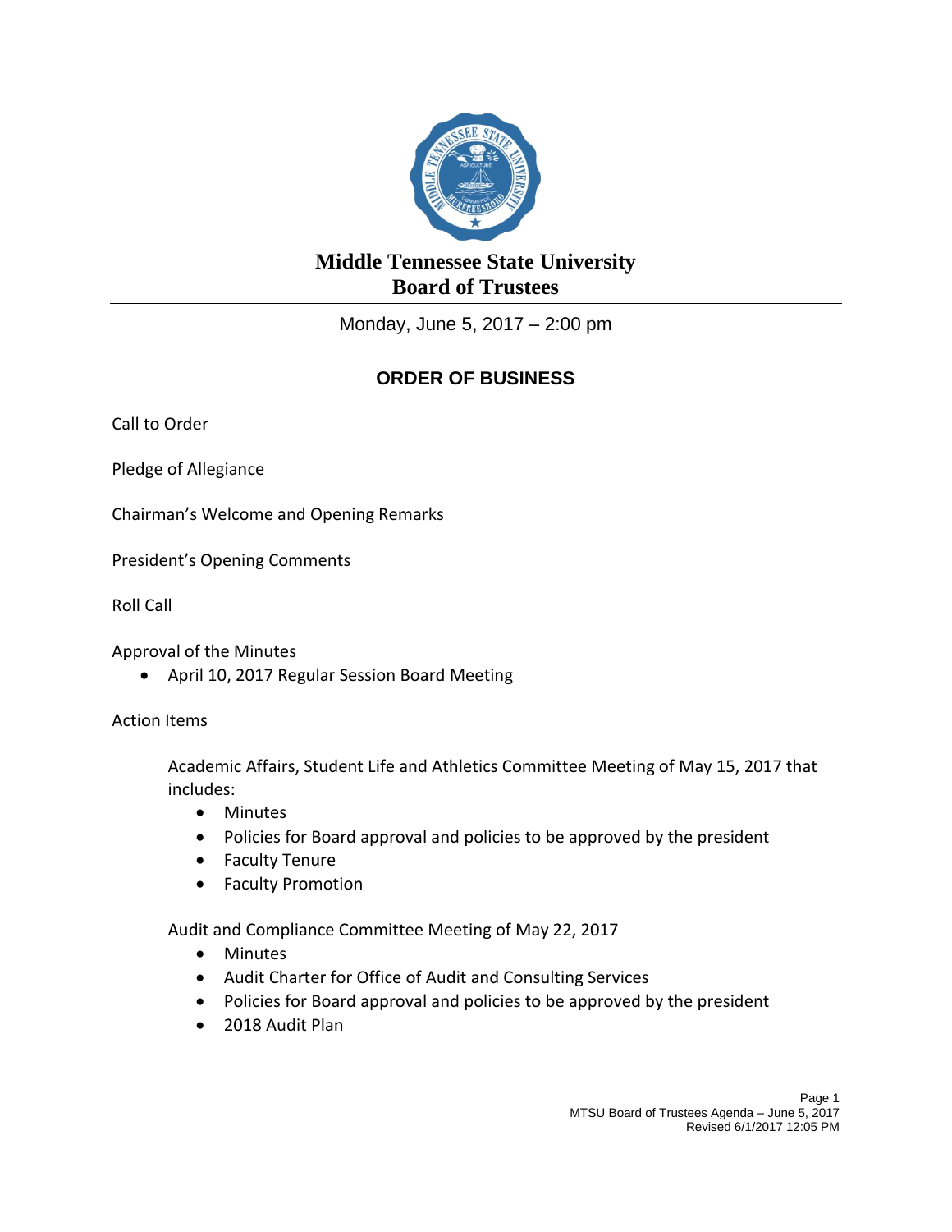# Middle Tennessee State University
# Board of Trustees

Monday, June 5, 2017 – 2:00 pm

## ORDER OF BUSINESS

Call to Order

Pledge of Allegiance

Chairman's Welcome and Opening Remarks

President's Opening Comments

Roll Call

Approval of the Minutes

- April 10, 2017 Regular Session Board Meeting

Action Items

Academic Affairs, Student Life and Athletics Committee Meeting of May 15, 2017 that includes:

- Minutes
- Policies for Board approval and policies to be approved by the president
- Faculty Tenure
- Faculty Promotion

Audit and Compliance Committee Meeting of May 22, 2017

- Minutes
- Audit Charter for Office of Audit and Consulting Services
- Policies for Board approval and policies to be approved by the president
- 2018 Audit Plan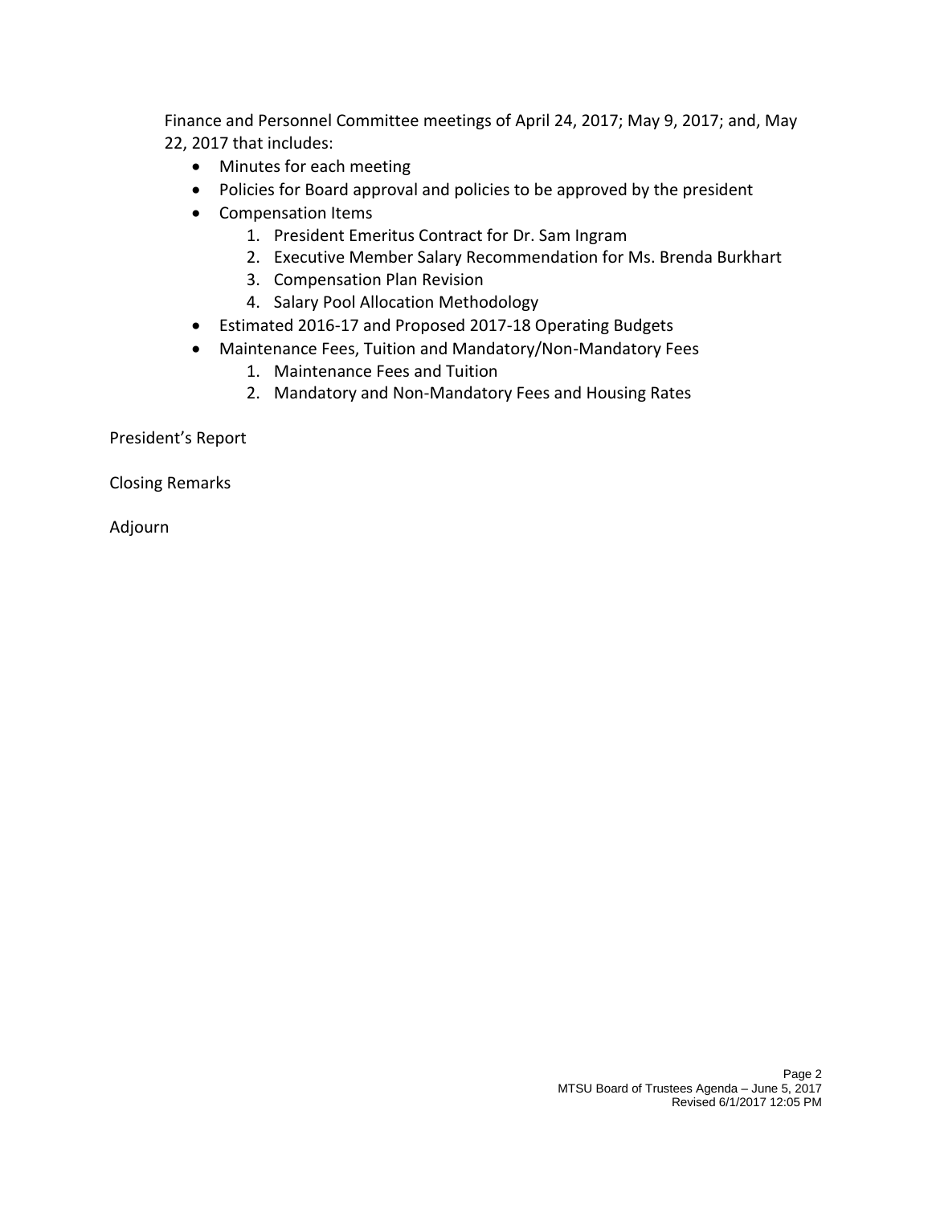Finance and Personnel Committee meetings of April 24, 2017; May 9, 2017; and, May 22, 2017 that includes:

- Minutes for each meeting
- Policies for Board approval and policies to be approved by the president
- Compensation Items
  1. President Emeritus Contract for Dr. Sam Ingram
  2. Executive Member Salary Recommendation for Ms. Brenda Burkhart
  3. Compensation Plan Revision
  4. Salary Pool Allocation Methodology
- Estimated 2016-17 and Proposed 2017-18 Operating Budgets
- Maintenance Fees, Tuition and Mandatory/Non-Mandatory Fees
  1. Maintenance Fees and Tuition
  2. Mandatory and Non-Mandatory Fees and Housing Rates

President's Report

Closing Remarks

Adjourn